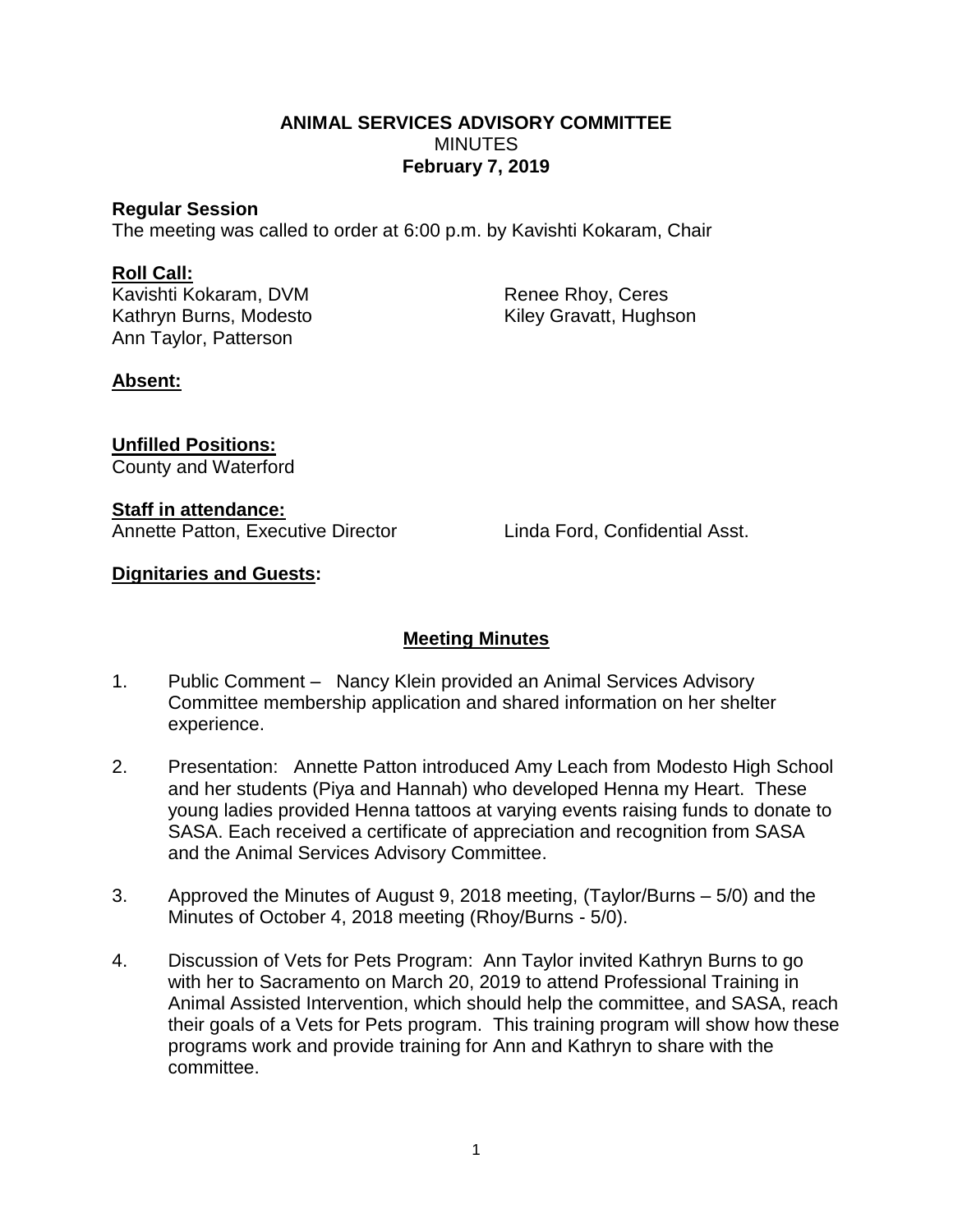**ANIMAL SERVICES ADVISORY COMMITTEE**
MINUTES
**February 7, 2019**

**Regular Session**
The meeting was called to order at 6:00 p.m. by Kavishti Kokaram, Chair

**Roll Call:**
Kavishti Kokaram, DVM
Renee Rhoy, Ceres
Kathryn Burns, Modesto
Kiley Gravatt, Hughson
Ann Taylor, Patterson

**Absent:**

**Unfilled Positions:**
County and Waterford

**Staff in attendance:**
Annette Patton, Executive Director
Linda Ford, Confidential Asst.

**Dignitaries and Guests:**

**Meeting Minutes**

1. Public Comment – Nancy Klein provided an Animal Services Advisory Committee membership application and shared information on her shelter experience.

2. Presentation: Annette Patton introduced Amy Leach from Modesto High School and her students (Piya and Hannah) who developed Henna my Heart. These young ladies provided Henna tattoos at varying events raising funds to donate to SASA. Each received a certificate of appreciation and recognition from SASA and the Animal Services Advisory Committee.

3. Approved the Minutes of August 9, 2018 meeting, (Taylor/Burns – 5/0) and the Minutes of October 4, 2018 meeting (Rhoy/Burns - 5/0).

4. Discussion of Vets for Pets Program: Ann Taylor invited Kathryn Burns to go with her to Sacramento on March 20, 2019 to attend Professional Training in Animal Assisted Intervention, which should help the committee, and SASA, reach their goals of a Vets for Pets program. This training program will show how these programs work and provide training for Ann and Kathryn to share with the committee.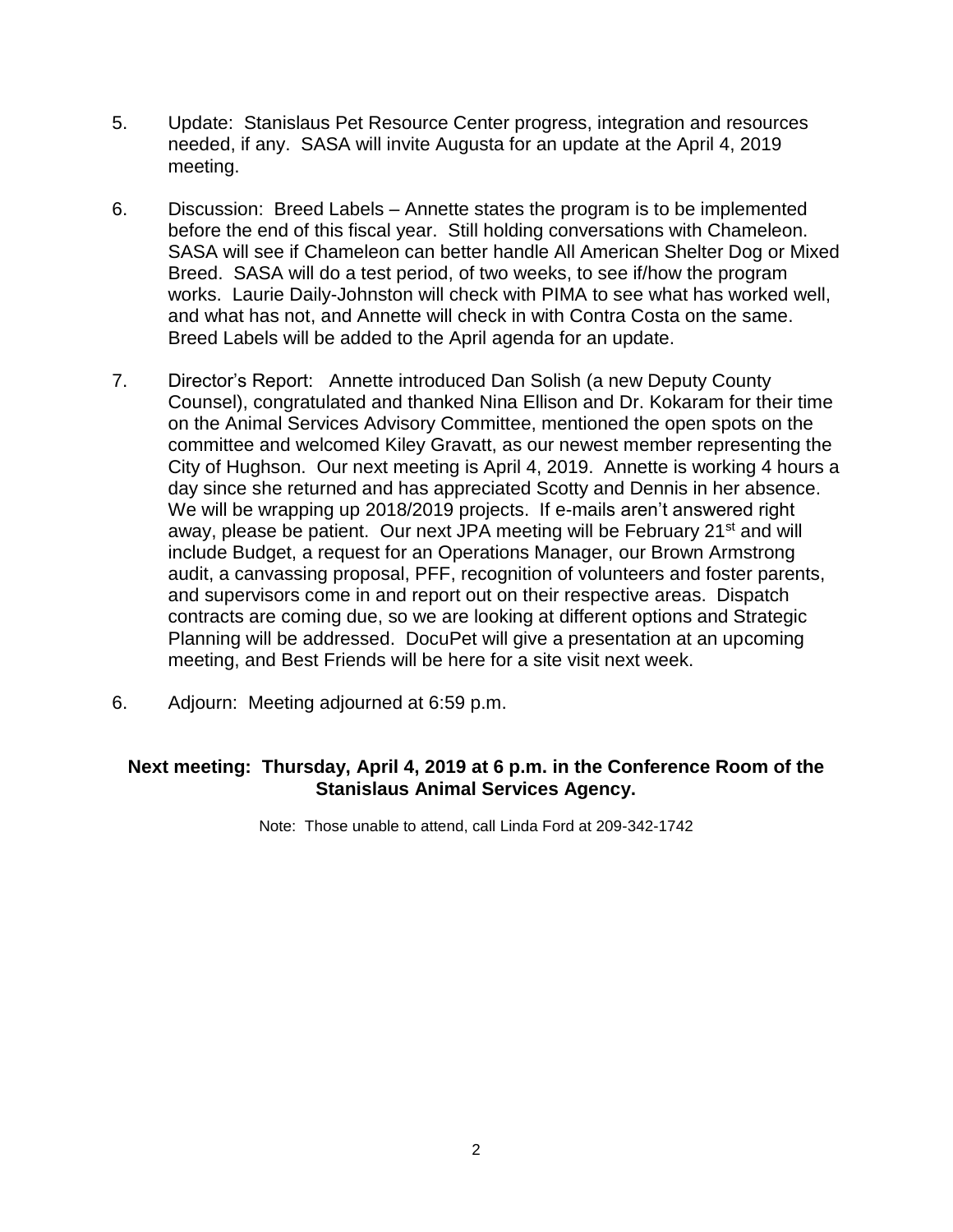5. Update: Stanislaus Pet Resource Center progress, integration and resources needed, if any. SASA will invite Augusta for an update at the April 4, 2019 meeting.

6. Discussion: Breed Labels – Annette states the program is to be implemented before the end of this fiscal year. Still holding conversations with Chameleon. SASA will see if Chameleon can better handle All American Shelter Dog or Mixed Breed. SASA will do a test period, of two weeks, to see if/how the program works. Laurie Daily-Johnston will check with PIMA to see what has worked well, and what has not, and Annette will check in with Contra Costa on the same. Breed Labels will be added to the April agenda for an update.

7. Director's Report: Annette introduced Dan Solish (a new Deputy County Counsel), congratulated and thanked Nina Ellison and Dr. Kokaram for their time on the Animal Services Advisory Committee, mentioned the open spots on the committee and welcomed Kiley Gravatt, as our newest member representing the City of Hughson. Our next meeting is April 4, 2019. Annette is working 4 hours a day since she returned and has appreciated Scotty and Dennis in her absence. We will be wrapping up 2018/2019 projects. If e-mails aren't answered right away, please be patient. Our next JPA meeting will be February 21st and will include Budget, a request for an Operations Manager, our Brown Armstrong audit, a canvassing proposal, PFF, recognition of volunteers and foster parents, and supervisors come in and report out on their respective areas. Dispatch contracts are coming due, so we are looking at different options and Strategic Planning will be addressed. DocuPet will give a presentation at an upcoming meeting, and Best Friends will be here for a site visit next week.

6. Adjourn: Meeting adjourned at 6:59 p.m.

**Next meeting: Thursday, April 4, 2019 at 6 p.m. in the Conference Room of the Stanislaus Animal Services Agency.**

Note: Those unable to attend, call Linda Ford at 209-342-1742